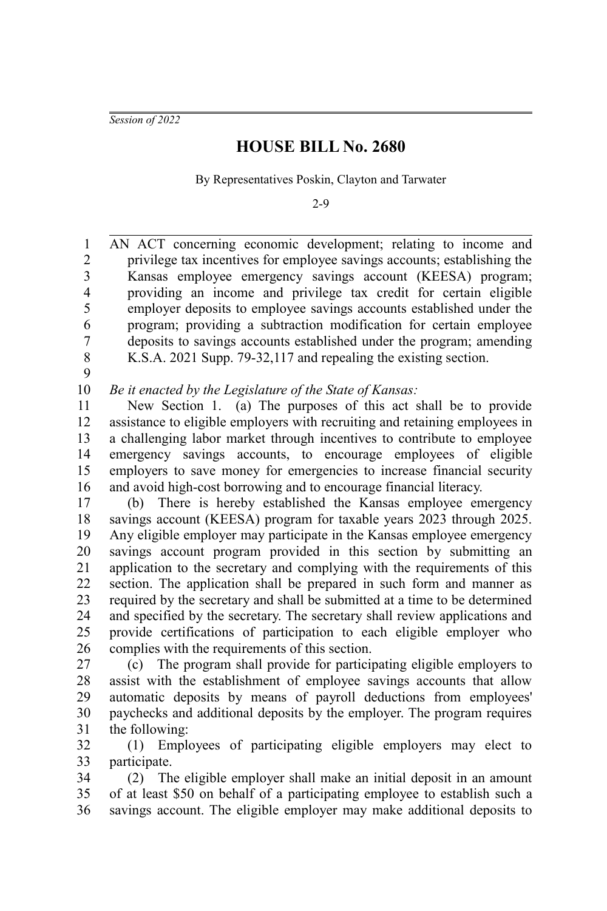*Session of 2022*

# HOUSE BILL No. 2680

By Representatives Poskin, Clayton and Tarwater

2-9

AN ACT concerning economic development; relating to income and privilege tax incentives for employee savings accounts; establishing the Kansas employee emergency savings account (KEESA) program; providing an income and privilege tax credit for certain eligible employer deposits to employee savings accounts established under the program; providing a subtraction modification for certain employee deposits to savings accounts established under the program; amending K.S.A. 2021 Supp. 79-32,117 and repealing the existing section.

*Be it enacted by the Legislature of the State of Kansas:*

New Section 1. (a) The purposes of this act shall be to provide assistance to eligible employers with recruiting and retaining employees in a challenging labor market through incentives to contribute to employee emergency savings accounts, to encourage employees of eligible employers to save money for emergencies to increase financial security and avoid high-cost borrowing and to encourage financial literacy.

(b) There is hereby established the Kansas employee emergency savings account (KEESA) program for taxable years 2023 through 2025. Any eligible employer may participate in the Kansas employee emergency savings account program provided in this section by submitting an application to the secretary and complying with the requirements of this section. The application shall be prepared in such form and manner as required by the secretary and shall be submitted at a time to be determined and specified by the secretary. The secretary shall review applications and provide certifications of participation to each eligible employer who complies with the requirements of this section.

(c) The program shall provide for participating eligible employers to assist with the establishment of employee savings accounts that allow automatic deposits by means of payroll deductions from employees' paychecks and additional deposits by the employer. The program requires the following:

(1) Employees of participating eligible employers may elect to participate.

(2) The eligible employer shall make an initial deposit in an amount of at least $50 on behalf of a participating employee to establish such a savings account. The eligible employer may make additional deposits to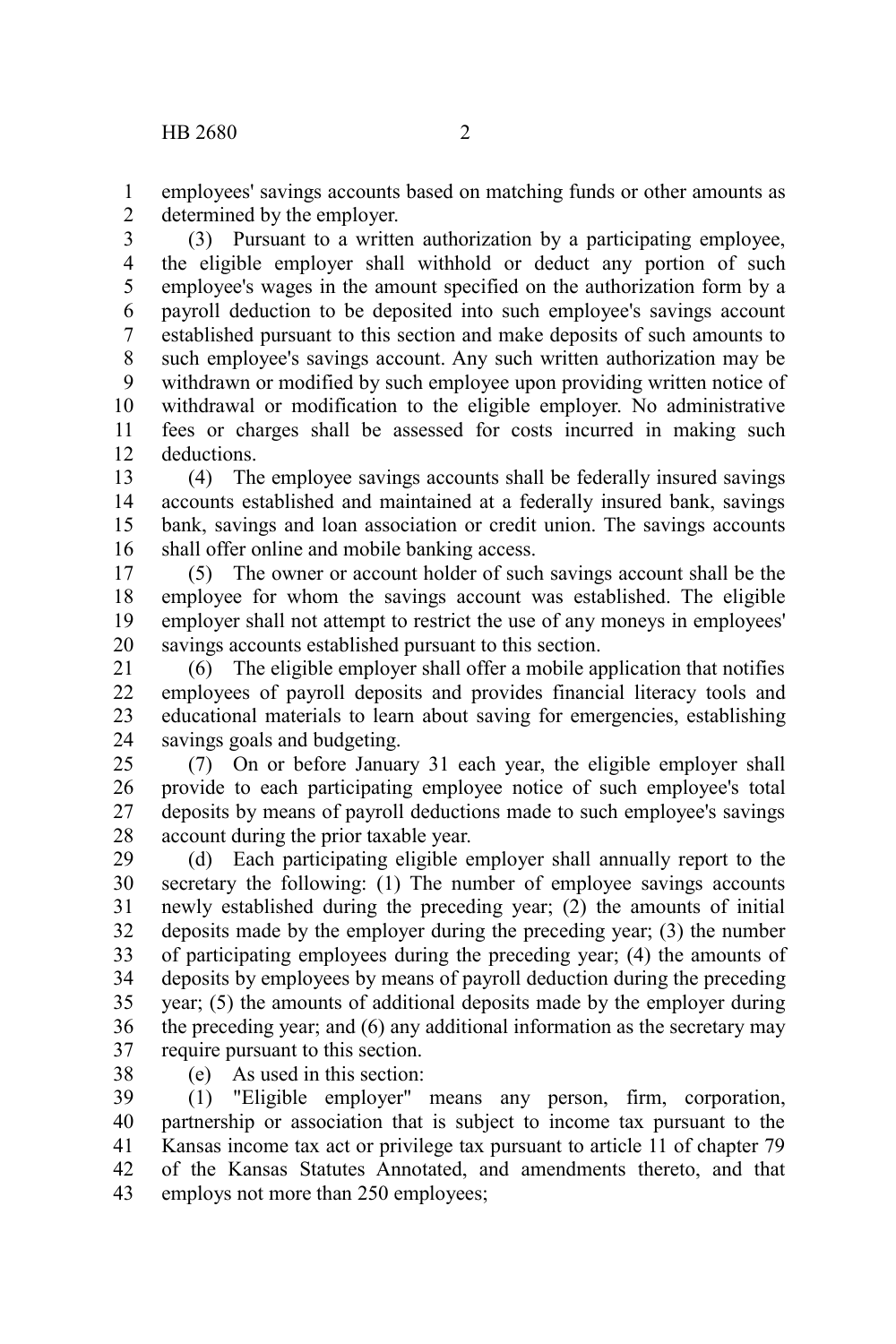employees' savings accounts based on matching funds or other amounts as determined by the employer.

(3) Pursuant to a written authorization by a participating employee, the eligible employer shall withhold or deduct any portion of such employee's wages in the amount specified on the authorization form by a payroll deduction to be deposited into such employee's savings account established pursuant to this section and make deposits of such amounts to such employee's savings account. Any such written authorization may be withdrawn or modified by such employee upon providing written notice of withdrawal or modification to the eligible employer. No administrative fees or charges shall be assessed for costs incurred in making such deductions.

(4) The employee savings accounts shall be federally insured savings accounts established and maintained at a federally insured bank, savings bank, savings and loan association or credit union. The savings accounts shall offer online and mobile banking access.

(5) The owner or account holder of such savings account shall be the employee for whom the savings account was established. The eligible employer shall not attempt to restrict the use of any moneys in employees' savings accounts established pursuant to this section.

(6) The eligible employer shall offer a mobile application that notifies employees of payroll deposits and provides financial literacy tools and educational materials to learn about saving for emergencies, establishing savings goals and budgeting.

(7) On or before January 31 each year, the eligible employer shall provide to each participating employee notice of such employee's total deposits by means of payroll deductions made to such employee's savings account during the prior taxable year.

(d) Each participating eligible employer shall annually report to the secretary the following: (1) The number of employee savings accounts newly established during the preceding year; (2) the amounts of initial deposits made by the employer during the preceding year; (3) the number of participating employees during the preceding year; (4) the amounts of deposits by employees by means of payroll deduction during the preceding year; (5) the amounts of additional deposits made by the employer during the preceding year; and (6) any additional information as the secretary may require pursuant to this section.

(e) As used in this section:

(1) "Eligible employer" means any person, firm, corporation, partnership or association that is subject to income tax pursuant to the Kansas income tax act or privilege tax pursuant to article 11 of chapter 79 of the Kansas Statutes Annotated, and amendments thereto, and that employs not more than 250 employees;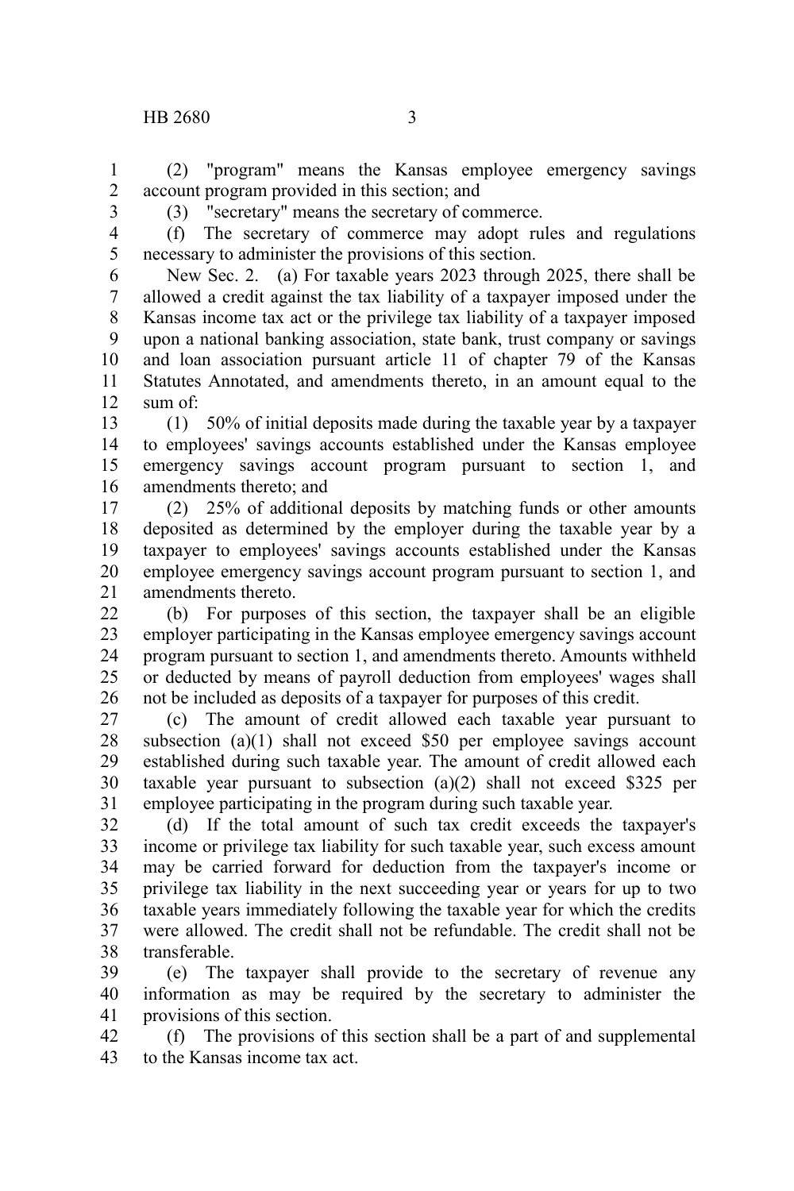(2) "program" means the Kansas employee emergency savings account program provided in this section; and

(3) "secretary" means the secretary of commerce.

(f) The secretary of commerce may adopt rules and regulations necessary to administer the provisions of this section.

New Sec. 2. (a) For taxable years 2023 through 2025, there shall be allowed a credit against the tax liability of a taxpayer imposed under the Kansas income tax act or the privilege tax liability of a taxpayer imposed upon a national banking association, state bank, trust company or savings and loan association pursuant article 11 of chapter 79 of the Kansas Statutes Annotated, and amendments thereto, in an amount equal to the sum of:

(1) 50% of initial deposits made during the taxable year by a taxpayer to employees' savings accounts established under the Kansas employee emergency savings account program pursuant to section 1, and amendments thereto; and

(2) 25% of additional deposits by matching funds or other amounts deposited as determined by the employer during the taxable year by a taxpayer to employees' savings accounts established under the Kansas employee emergency savings account program pursuant to section 1, and amendments thereto.

(b) For purposes of this section, the taxpayer shall be an eligible employer participating in the Kansas employee emergency savings account program pursuant to section 1, and amendments thereto. Amounts withheld or deducted by means of payroll deduction from employees' wages shall not be included as deposits of a taxpayer for purposes of this credit.

(c) The amount of credit allowed each taxable year pursuant to subsection (a)(1) shall not exceed $50 per employee savings account established during such taxable year. The amount of credit allowed each taxable year pursuant to subsection (a)(2) shall not exceed $325 per employee participating in the program during such taxable year.

(d) If the total amount of such tax credit exceeds the taxpayer's income or privilege tax liability for such taxable year, such excess amount may be carried forward for deduction from the taxpayer's income or privilege tax liability in the next succeeding year or years for up to two taxable years immediately following the taxable year for which the credits were allowed. The credit shall not be refundable. The credit shall not be transferable.

(e) The taxpayer shall provide to the secretary of revenue any information as may be required by the secretary to administer the provisions of this section.

(f) The provisions of this section shall be a part of and supplemental to the Kansas income tax act.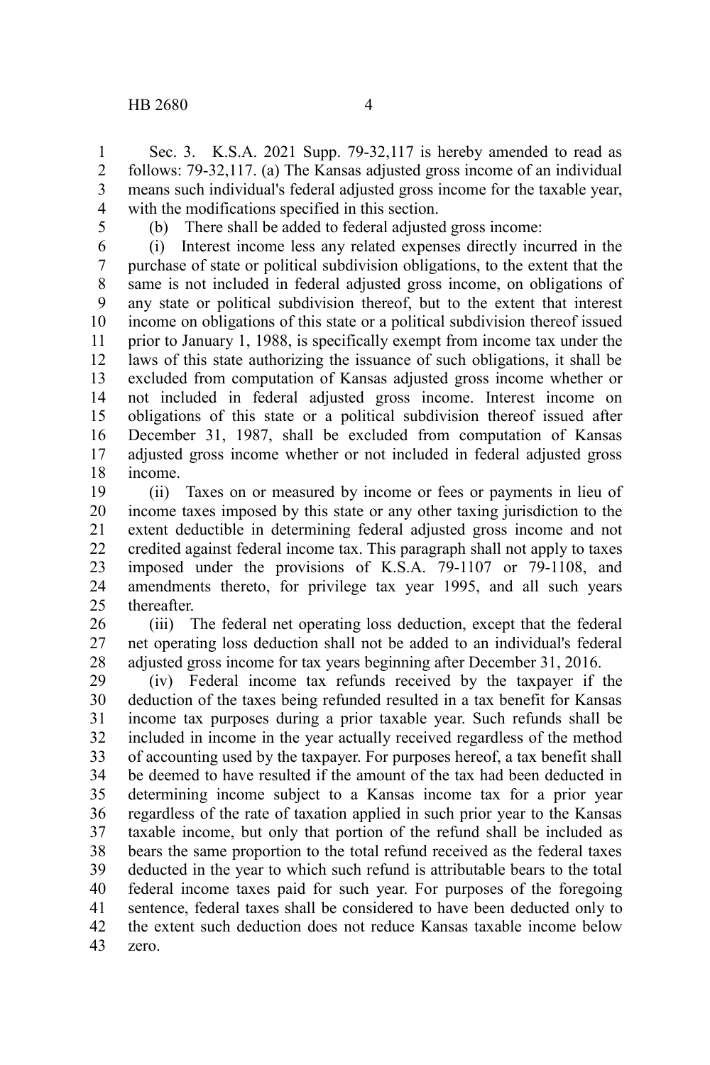Sec. 3. K.S.A. 2021 Supp. 79-32,117 is hereby amended to read as follows: 79-32,117. (a) The Kansas adjusted gross income of an individual means such individual's federal adjusted gross income for the taxable year, with the modifications specified in this section.

(b) There shall be added to federal adjusted gross income:

(i) Interest income less any related expenses directly incurred in the purchase of state or political subdivision obligations, to the extent that the same is not included in federal adjusted gross income, on obligations of any state or political subdivision thereof, but to the extent that interest income on obligations of this state or a political subdivision thereof issued prior to January 1, 1988, is specifically exempt from income tax under the laws of this state authorizing the issuance of such obligations, it shall be excluded from computation of Kansas adjusted gross income whether or not included in federal adjusted gross income. Interest income on obligations of this state or a political subdivision thereof issued after December 31, 1987, shall be excluded from computation of Kansas adjusted gross income whether or not included in federal adjusted gross income.

(ii) Taxes on or measured by income or fees or payments in lieu of income taxes imposed by this state or any other taxing jurisdiction to the extent deductible in determining federal adjusted gross income and not credited against federal income tax. This paragraph shall not apply to taxes imposed under the provisions of K.S.A. 79-1107 or 79-1108, and amendments thereto, for privilege tax year 1995, and all such years thereafter.

(iii) The federal net operating loss deduction, except that the federal net operating loss deduction shall not be added to an individual's federal adjusted gross income for tax years beginning after December 31, 2016.

(iv) Federal income tax refunds received by the taxpayer if the deduction of the taxes being refunded resulted in a tax benefit for Kansas income tax purposes during a prior taxable year. Such refunds shall be included in income in the year actually received regardless of the method of accounting used by the taxpayer. For purposes hereof, a tax benefit shall be deemed to have resulted if the amount of the tax had been deducted in determining income subject to a Kansas income tax for a prior year regardless of the rate of taxation applied in such prior year to the Kansas taxable income, but only that portion of the refund shall be included as bears the same proportion to the total refund received as the federal taxes deducted in the year to which such refund is attributable bears to the total federal income taxes paid for such year. For purposes of the foregoing sentence, federal taxes shall be considered to have been deducted only to the extent such deduction does not reduce Kansas taxable income below zero.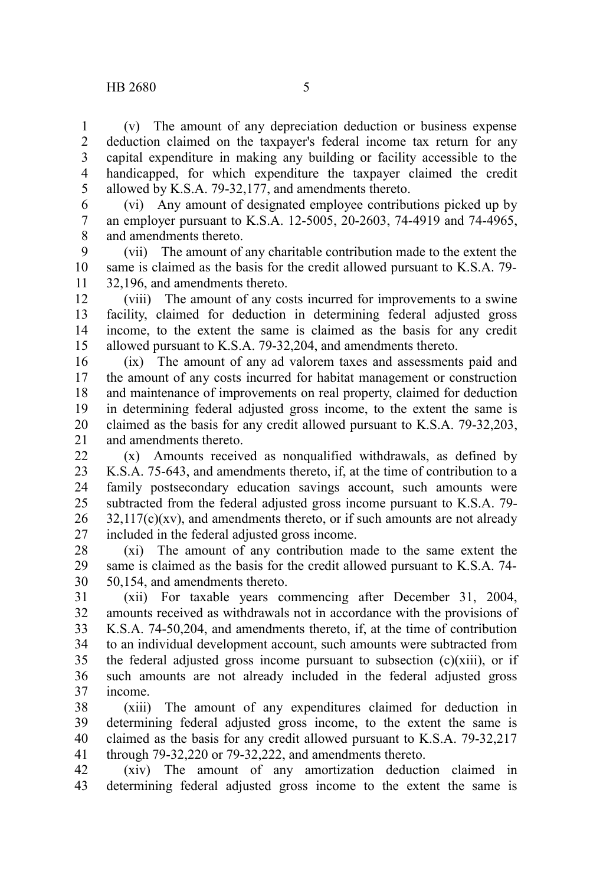(v) The amount of any depreciation deduction or business expense deduction claimed on the taxpayer's federal income tax return for any capital expenditure in making any building or facility accessible to the handicapped, for which expenditure the taxpayer claimed the credit allowed by K.S.A. 79-32,177, and amendments thereto.

(vi) Any amount of designated employee contributions picked up by an employer pursuant to K.S.A. 12-5005, 20-2603, 74-4919 and 74-4965, and amendments thereto.

(vii) The amount of any charitable contribution made to the extent the same is claimed as the basis for the credit allowed pursuant to K.S.A. 79-32,196, and amendments thereto.

(viii) The amount of any costs incurred for improvements to a swine facility, claimed for deduction in determining federal adjusted gross income, to the extent the same is claimed as the basis for any credit allowed pursuant to K.S.A. 79-32,204, and amendments thereto.

(ix) The amount of any ad valorem taxes and assessments paid and the amount of any costs incurred for habitat management or construction and maintenance of improvements on real property, claimed for deduction in determining federal adjusted gross income, to the extent the same is claimed as the basis for any credit allowed pursuant to K.S.A. 79-32,203, and amendments thereto.

(x) Amounts received as nonqualified withdrawals, as defined by K.S.A. 75-643, and amendments thereto, if, at the time of contribution to a family postsecondary education savings account, such amounts were subtracted from the federal adjusted gross income pursuant to K.S.A. 79-32,117(c)(xv), and amendments thereto, or if such amounts are not already included in the federal adjusted gross income.

(xi) The amount of any contribution made to the same extent the same is claimed as the basis for the credit allowed pursuant to K.S.A. 74-50,154, and amendments thereto.

(xii) For taxable years commencing after December 31, 2004, amounts received as withdrawals not in accordance with the provisions of K.S.A. 74-50,204, and amendments thereto, if, at the time of contribution to an individual development account, such amounts were subtracted from the federal adjusted gross income pursuant to subsection (c)(xiii), or if such amounts are not already included in the federal adjusted gross income.

(xiii) The amount of any expenditures claimed for deduction in determining federal adjusted gross income, to the extent the same is claimed as the basis for any credit allowed pursuant to K.S.A. 79-32,217 through 79-32,220 or 79-32,222, and amendments thereto.

(xiv) The amount of any amortization deduction claimed in determining federal adjusted gross income to the extent the same is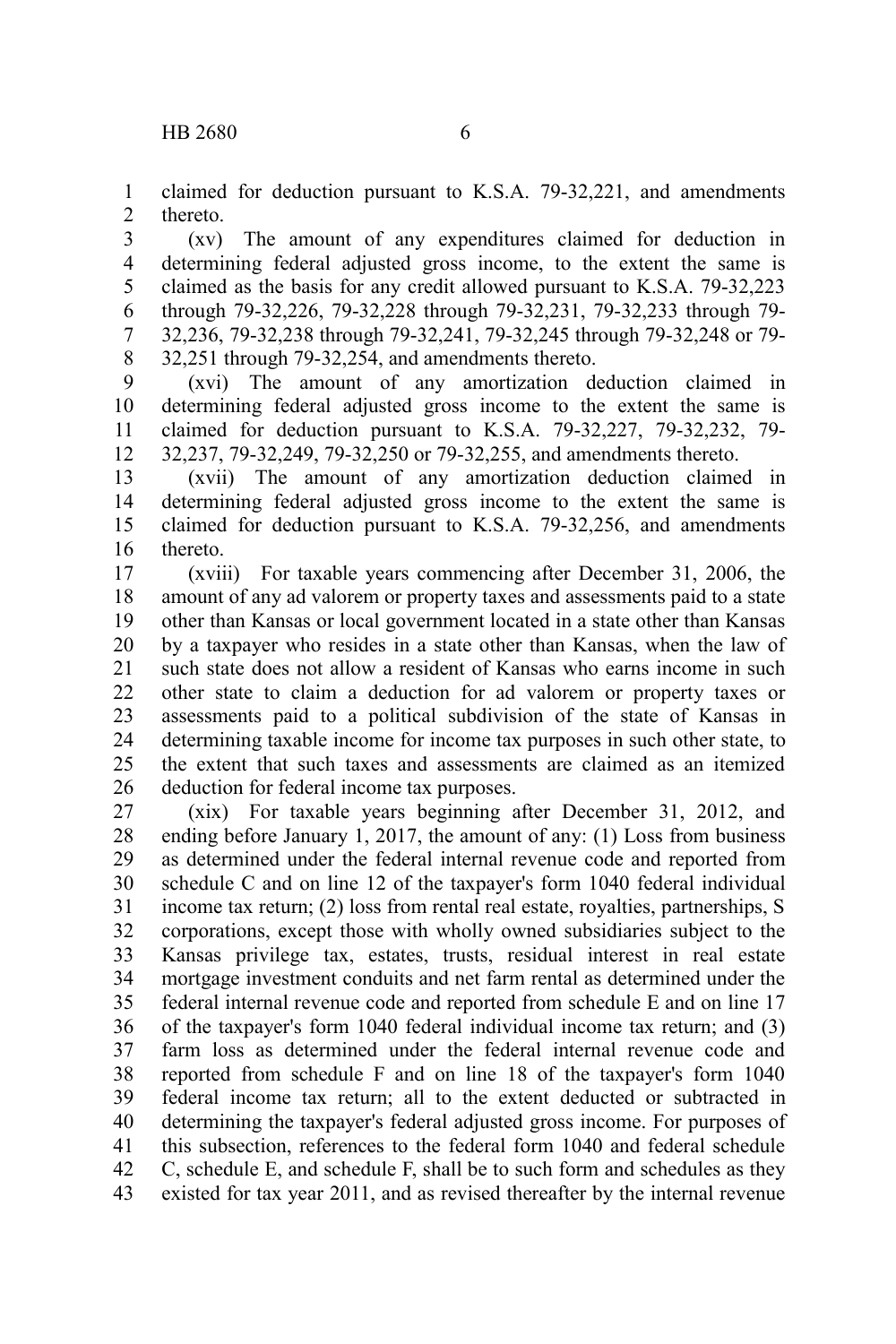claimed for deduction pursuant to K.S.A. 79-32,221, and amendments thereto.

(xv) The amount of any expenditures claimed for deduction in determining federal adjusted gross income, to the extent the same is claimed as the basis for any credit allowed pursuant to K.S.A. 79-32,223 through 79-32,226, 79-32,228 through 79-32,231, 79-32,233 through 79-32,236, 79-32,238 through 79-32,241, 79-32,245 through 79-32,248 or 79-32,251 through 79-32,254, and amendments thereto.

(xvi) The amount of any amortization deduction claimed in determining federal adjusted gross income to the extent the same is claimed for deduction pursuant to K.S.A. 79-32,227, 79-32,232, 79-32,237, 79-32,249, 79-32,250 or 79-32,255, and amendments thereto.

(xvii) The amount of any amortization deduction claimed in determining federal adjusted gross income to the extent the same is claimed for deduction pursuant to K.S.A. 79-32,256, and amendments thereto.

(xviii) For taxable years commencing after December 31, 2006, the amount of any ad valorem or property taxes and assessments paid to a state other than Kansas or local government located in a state other than Kansas by a taxpayer who resides in a state other than Kansas, when the law of such state does not allow a resident of Kansas who earns income in such other state to claim a deduction for ad valorem or property taxes or assessments paid to a political subdivision of the state of Kansas in determining taxable income for income tax purposes in such other state, to the extent that such taxes and assessments are claimed as an itemized deduction for federal income tax purposes.

(xix) For taxable years beginning after December 31, 2012, and ending before January 1, 2017, the amount of any: (1) Loss from business as determined under the federal internal revenue code and reported from schedule C and on line 12 of the taxpayer's form 1040 federal individual income tax return; (2) loss from rental real estate, royalties, partnerships, S corporations, except those with wholly owned subsidiaries subject to the Kansas privilege tax, estates, trusts, residual interest in real estate mortgage investment conduits and net farm rental as determined under the federal internal revenue code and reported from schedule E and on line 17 of the taxpayer's form 1040 federal individual income tax return; and (3) farm loss as determined under the federal internal revenue code and reported from schedule F and on line 18 of the taxpayer's form 1040 federal income tax return; all to the extent deducted or subtracted in determining the taxpayer's federal adjusted gross income. For purposes of this subsection, references to the federal form 1040 and federal schedule C, schedule E, and schedule F, shall be to such form and schedules as they existed for tax year 2011, and as revised thereafter by the internal revenue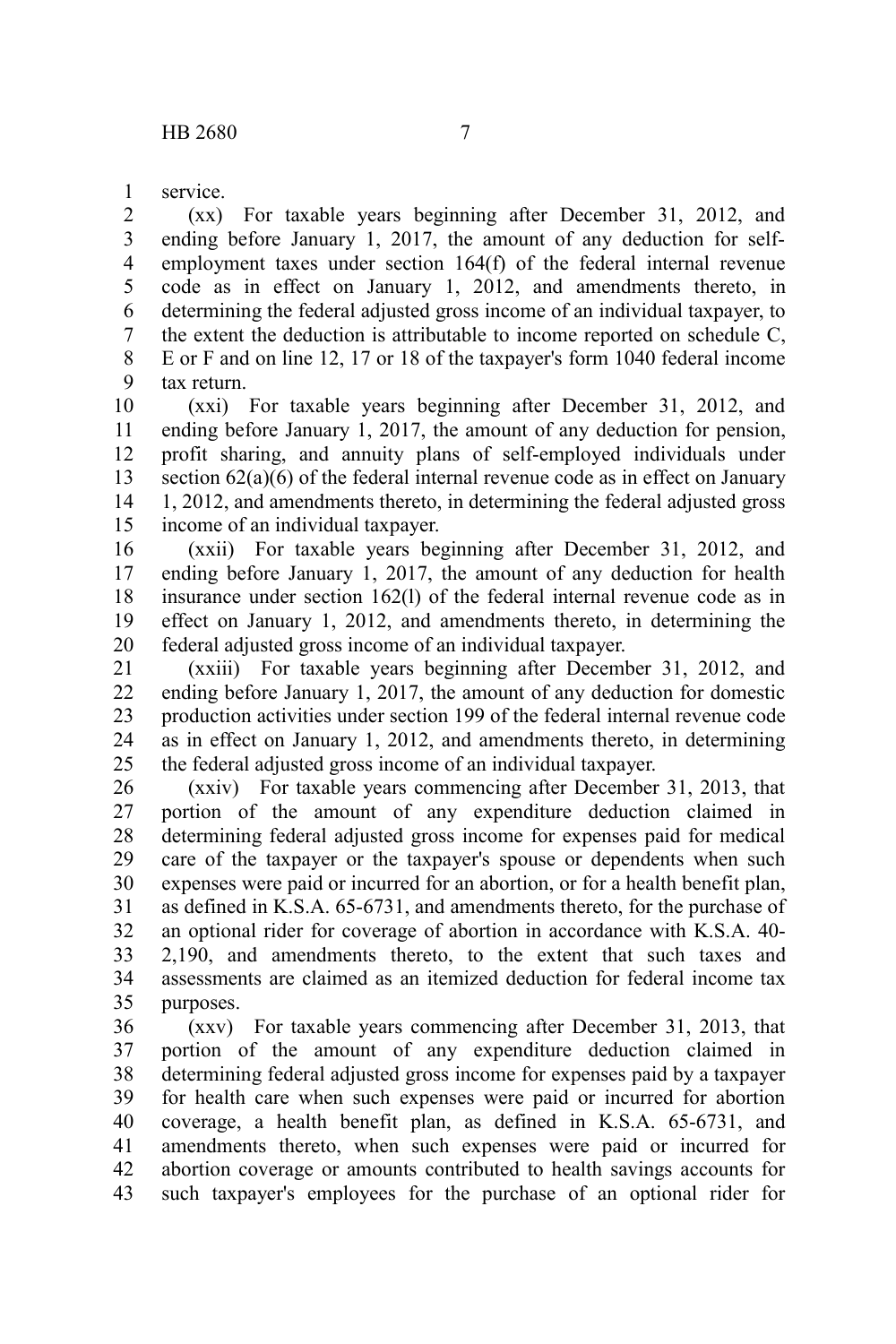service.

(xx) For taxable years beginning after December 31, 2012, and ending before January 1, 2017, the amount of any deduction for self-employment taxes under section 164(f) of the federal internal revenue code as in effect on January 1, 2012, and amendments thereto, in determining the federal adjusted gross income of an individual taxpayer, to the extent the deduction is attributable to income reported on schedule C, E or F and on line 12, 17 or 18 of the taxpayer's form 1040 federal income tax return.

(xxi) For taxable years beginning after December 31, 2012, and ending before January 1, 2017, the amount of any deduction for pension, profit sharing, and annuity plans of self-employed individuals under section 62(a)(6) of the federal internal revenue code as in effect on January 1, 2012, and amendments thereto, in determining the federal adjusted gross income of an individual taxpayer.

(xxii) For taxable years beginning after December 31, 2012, and ending before January 1, 2017, the amount of any deduction for health insurance under section 162(l) of the federal internal revenue code as in effect on January 1, 2012, and amendments thereto, in determining the federal adjusted gross income of an individual taxpayer.

(xxiii) For taxable years beginning after December 31, 2012, and ending before January 1, 2017, the amount of any deduction for domestic production activities under section 199 of the federal internal revenue code as in effect on January 1, 2012, and amendments thereto, in determining the federal adjusted gross income of an individual taxpayer.

(xxiv) For taxable years commencing after December 31, 2013, that portion of the amount of any expenditure deduction claimed in determining federal adjusted gross income for expenses paid for medical care of the taxpayer or the taxpayer's spouse or dependents when such expenses were paid or incurred for an abortion, or for a health benefit plan, as defined in K.S.A. 65-6731, and amendments thereto, for the purchase of an optional rider for coverage of abortion in accordance with K.S.A. 40-2,190, and amendments thereto, to the extent that such taxes and assessments are claimed as an itemized deduction for federal income tax purposes.

(xxv) For taxable years commencing after December 31, 2013, that portion of the amount of any expenditure deduction claimed in determining federal adjusted gross income for expenses paid by a taxpayer for health care when such expenses were paid or incurred for abortion coverage, a health benefit plan, as defined in K.S.A. 65-6731, and amendments thereto, when such expenses were paid or incurred for abortion coverage or amounts contributed to health savings accounts for such taxpayer's employees for the purchase of an optional rider for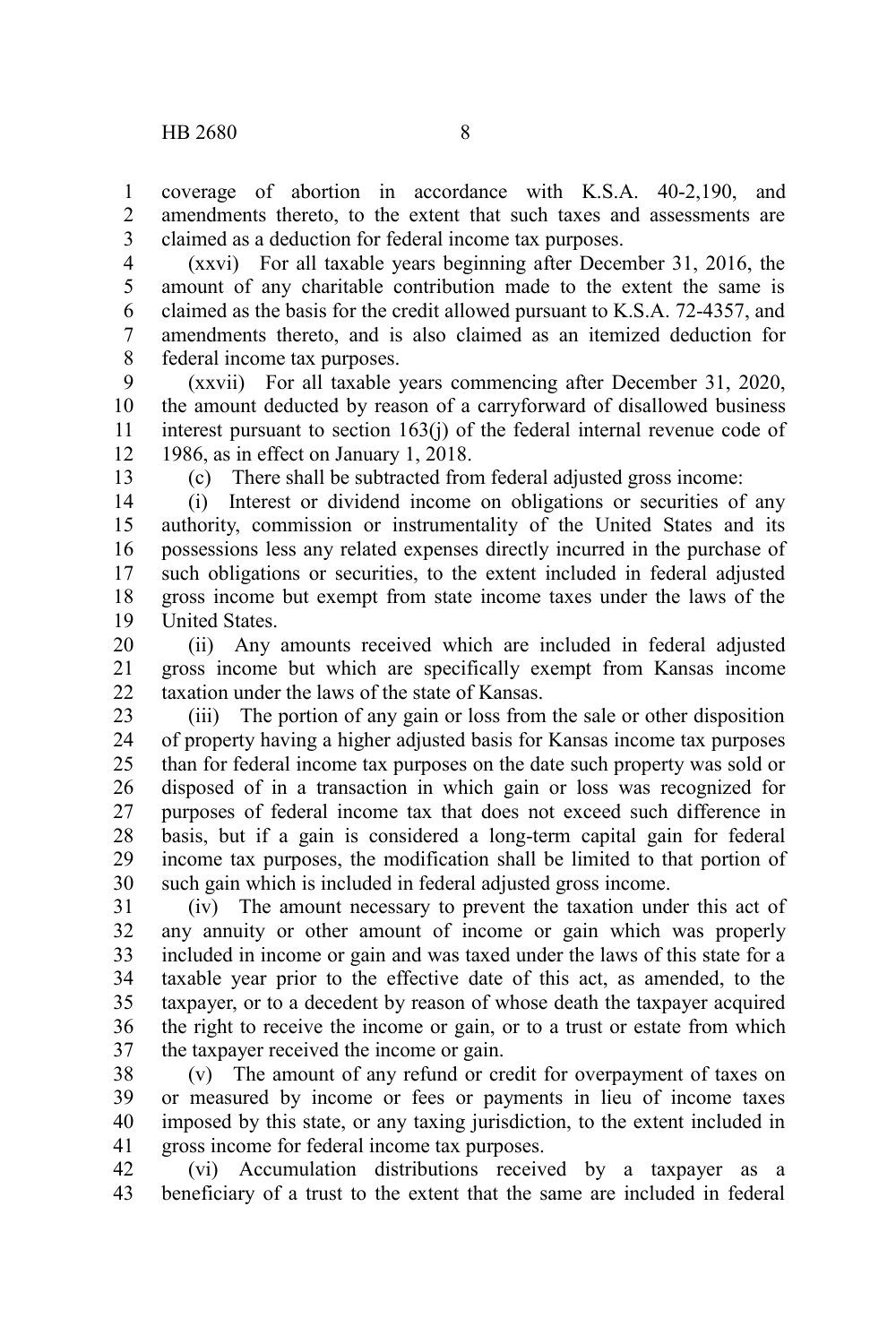coverage of abortion in accordance with K.S.A. 40-2,190, and amendments thereto, to the extent that such taxes and assessments are claimed as a deduction for federal income tax purposes.

(xxvi) For all taxable years beginning after December 31, 2016, the amount of any charitable contribution made to the extent the same is claimed as the basis for the credit allowed pursuant to K.S.A. 72-4357, and amendments thereto, and is also claimed as an itemized deduction for federal income tax purposes.

(xxvii) For all taxable years commencing after December 31, 2020, the amount deducted by reason of a carryforward of disallowed business interest pursuant to section 163(j) of the federal internal revenue code of 1986, as in effect on January 1, 2018.

(c) There shall be subtracted from federal adjusted gross income:

(i) Interest or dividend income on obligations or securities of any authority, commission or instrumentality of the United States and its possessions less any related expenses directly incurred in the purchase of such obligations or securities, to the extent included in federal adjusted gross income but exempt from state income taxes under the laws of the United States.

(ii) Any amounts received which are included in federal adjusted gross income but which are specifically exempt from Kansas income taxation under the laws of the state of Kansas.

(iii) The portion of any gain or loss from the sale or other disposition of property having a higher adjusted basis for Kansas income tax purposes than for federal income tax purposes on the date such property was sold or disposed of in a transaction in which gain or loss was recognized for purposes of federal income tax that does not exceed such difference in basis, but if a gain is considered a long-term capital gain for federal income tax purposes, the modification shall be limited to that portion of such gain which is included in federal adjusted gross income.

(iv) The amount necessary to prevent the taxation under this act of any annuity or other amount of income or gain which was properly included in income or gain and was taxed under the laws of this state for a taxable year prior to the effective date of this act, as amended, to the taxpayer, or to a decedent by reason of whose death the taxpayer acquired the right to receive the income or gain, or to a trust or estate from which the taxpayer received the income or gain.

(v) The amount of any refund or credit for overpayment of taxes on or measured by income or fees or payments in lieu of income taxes imposed by this state, or any taxing jurisdiction, to the extent included in gross income for federal income tax purposes.

(vi) Accumulation distributions received by a taxpayer as a beneficiary of a trust to the extent that the same are included in federal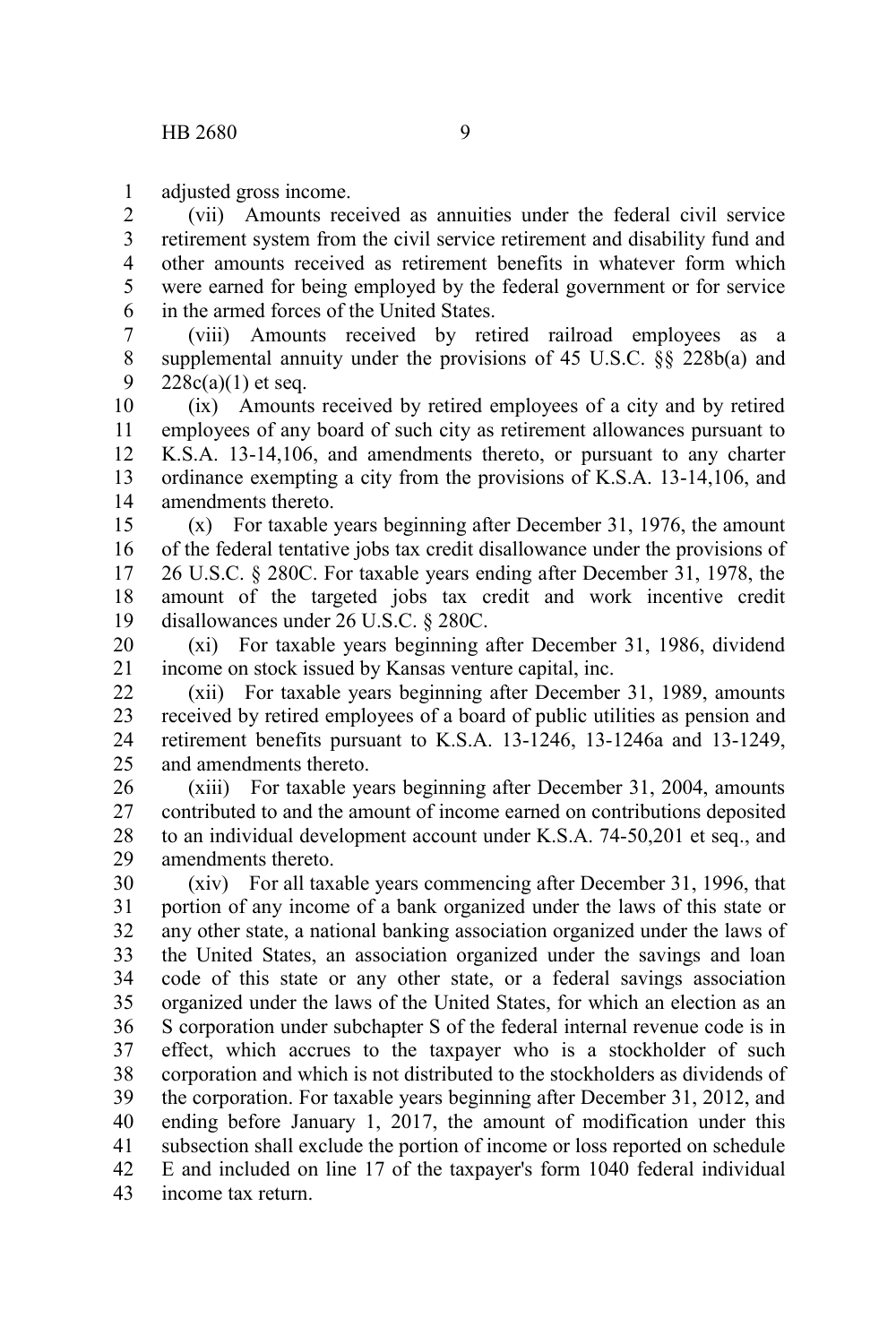adjusted gross income.

(vii) Amounts received as annuities under the federal civil service retirement system from the civil service retirement and disability fund and other amounts received as retirement benefits in whatever form which were earned for being employed by the federal government or for service in the armed forces of the United States.

(viii) Amounts received by retired railroad employees as a supplemental annuity under the provisions of 45 U.S.C. §§ 228b(a) and 228c(a)(1) et seq.

(ix) Amounts received by retired employees of a city and by retired employees of any board of such city as retirement allowances pursuant to K.S.A. 13-14,106, and amendments thereto, or pursuant to any charter ordinance exempting a city from the provisions of K.S.A. 13-14,106, and amendments thereto.

(x) For taxable years beginning after December 31, 1976, the amount of the federal tentative jobs tax credit disallowance under the provisions of 26 U.S.C. § 280C. For taxable years ending after December 31, 1978, the amount of the targeted jobs tax credit and work incentive credit disallowances under 26 U.S.C. § 280C.

(xi) For taxable years beginning after December 31, 1986, dividend income on stock issued by Kansas venture capital, inc.

(xii) For taxable years beginning after December 31, 1989, amounts received by retired employees of a board of public utilities as pension and retirement benefits pursuant to K.S.A. 13-1246, 13-1246a and 13-1249, and amendments thereto.

(xiii) For taxable years beginning after December 31, 2004, amounts contributed to and the amount of income earned on contributions deposited to an individual development account under K.S.A. 74-50,201 et seq., and amendments thereto.

(xiv) For all taxable years commencing after December 31, 1996, that portion of any income of a bank organized under the laws of this state or any other state, a national banking association organized under the laws of the United States, an association organized under the savings and loan code of this state or any other state, or a federal savings association organized under the laws of the United States, for which an election as an S corporation under subchapter S of the federal internal revenue code is in effect, which accrues to the taxpayer who is a stockholder of such corporation and which is not distributed to the stockholders as dividends of the corporation. For taxable years beginning after December 31, 2012, and ending before January 1, 2017, the amount of modification under this subsection shall exclude the portion of income or loss reported on schedule E and included on line 17 of the taxpayer's form 1040 federal individual income tax return.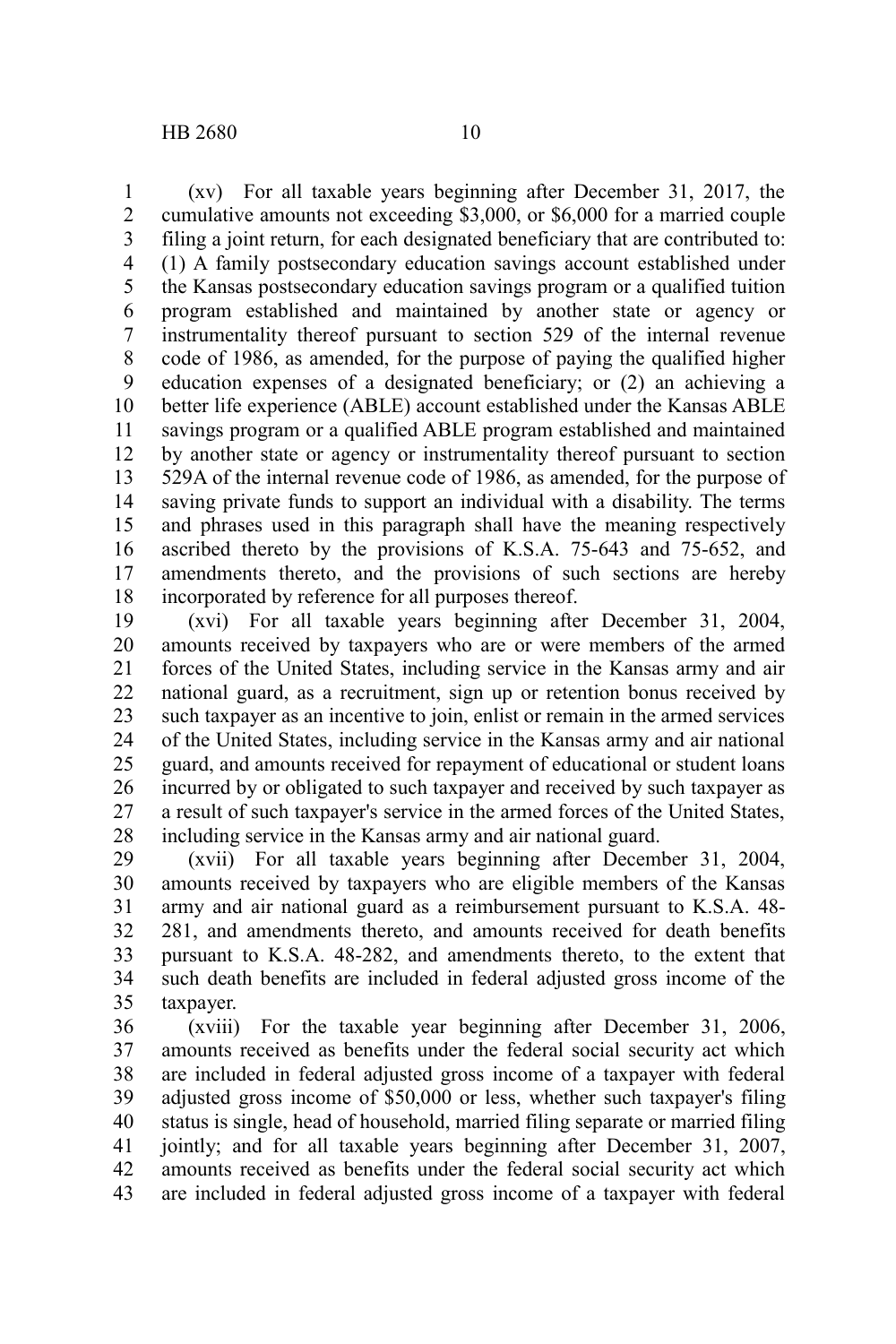(xv) For all taxable years beginning after December 31, 2017, the cumulative amounts not exceeding $3,000, or $6,000 for a married couple filing a joint return, for each designated beneficiary that are contributed to: (1) A family postsecondary education savings account established under the Kansas postsecondary education savings program or a qualified tuition program established and maintained by another state or agency or instrumentality thereof pursuant to section 529 of the internal revenue code of 1986, as amended, for the purpose of paying the qualified higher education expenses of a designated beneficiary; or (2) an achieving a better life experience (ABLE) account established under the Kansas ABLE savings program or a qualified ABLE program established and maintained by another state or agency or instrumentality thereof pursuant to section 529A of the internal revenue code of 1986, as amended, for the purpose of saving private funds to support an individual with a disability. The terms and phrases used in this paragraph shall have the meaning respectively ascribed thereto by the provisions of K.S.A. 75-643 and 75-652, and amendments thereto, and the provisions of such sections are hereby incorporated by reference for all purposes thereof.

(xvi) For all taxable years beginning after December 31, 2004, amounts received by taxpayers who are or were members of the armed forces of the United States, including service in the Kansas army and air national guard, as a recruitment, sign up or retention bonus received by such taxpayer as an incentive to join, enlist or remain in the armed services of the United States, including service in the Kansas army and air national guard, and amounts received for repayment of educational or student loans incurred by or obligated to such taxpayer and received by such taxpayer as a result of such taxpayer's service in the armed forces of the United States, including service in the Kansas army and air national guard.

(xvii) For all taxable years beginning after December 31, 2004, amounts received by taxpayers who are eligible members of the Kansas army and air national guard as a reimbursement pursuant to K.S.A. 48-281, and amendments thereto, and amounts received for death benefits pursuant to K.S.A. 48-282, and amendments thereto, to the extent that such death benefits are included in federal adjusted gross income of the taxpayer.

(xviii) For the taxable year beginning after December 31, 2006, amounts received as benefits under the federal social security act which are included in federal adjusted gross income of a taxpayer with federal adjusted gross income of $50,000 or less, whether such taxpayer's filing status is single, head of household, married filing separate or married filing jointly; and for all taxable years beginning after December 31, 2007, amounts received as benefits under the federal social security act which are included in federal adjusted gross income of a taxpayer with federal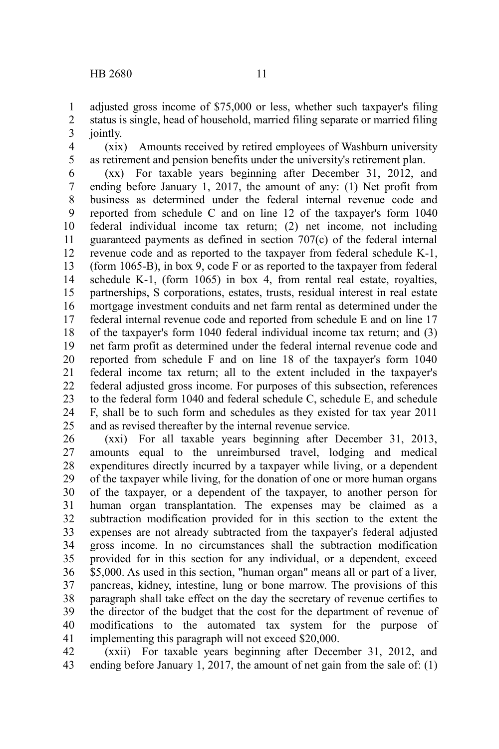adjusted gross income of $75,000 or less, whether such taxpayer's filing status is single, head of household, married filing separate or married filing jointly.

(xix) Amounts received by retired employees of Washburn university as retirement and pension benefits under the university's retirement plan.

(xx) For taxable years beginning after December 31, 2012, and ending before January 1, 2017, the amount of any: (1) Net profit from business as determined under the federal internal revenue code and reported from schedule C and on line 12 of the taxpayer's form 1040 federal individual income tax return; (2) net income, not including guaranteed payments as defined in section 707(c) of the federal internal revenue code and as reported to the taxpayer from federal schedule K-1, (form 1065-B), in box 9, code F or as reported to the taxpayer from federal schedule K-1, (form 1065) in box 4, from rental real estate, royalties, partnerships, S corporations, estates, trusts, residual interest in real estate mortgage investment conduits and net farm rental as determined under the federal internal revenue code and reported from schedule E and on line 17 of the taxpayer's form 1040 federal individual income tax return; and (3) net farm profit as determined under the federal internal revenue code and reported from schedule F and on line 18 of the taxpayer's form 1040 federal income tax return; all to the extent included in the taxpayer's federal adjusted gross income. For purposes of this subsection, references to the federal form 1040 and federal schedule C, schedule E, and schedule F, shall be to such form and schedules as they existed for tax year 2011 and as revised thereafter by the internal revenue service.

(xxi) For all taxable years beginning after December 31, 2013, amounts equal to the unreimbursed travel, lodging and medical expenditures directly incurred by a taxpayer while living, or a dependent of the taxpayer while living, for the donation of one or more human organs of the taxpayer, or a dependent of the taxpayer, to another person for human organ transplantation. The expenses may be claimed as a subtraction modification provided for in this section to the extent the expenses are not already subtracted from the taxpayer's federal adjusted gross income. In no circumstances shall the subtraction modification provided for in this section for any individual, or a dependent, exceed $5,000. As used in this section, "human organ" means all or part of a liver, pancreas, kidney, intestine, lung or bone marrow. The provisions of this paragraph shall take effect on the day the secretary of revenue certifies to the director of the budget that the cost for the department of revenue of modifications to the automated tax system for the purpose of implementing this paragraph will not exceed $20,000.

(xxii) For taxable years beginning after December 31, 2012, and ending before January 1, 2017, the amount of net gain from the sale of: (1)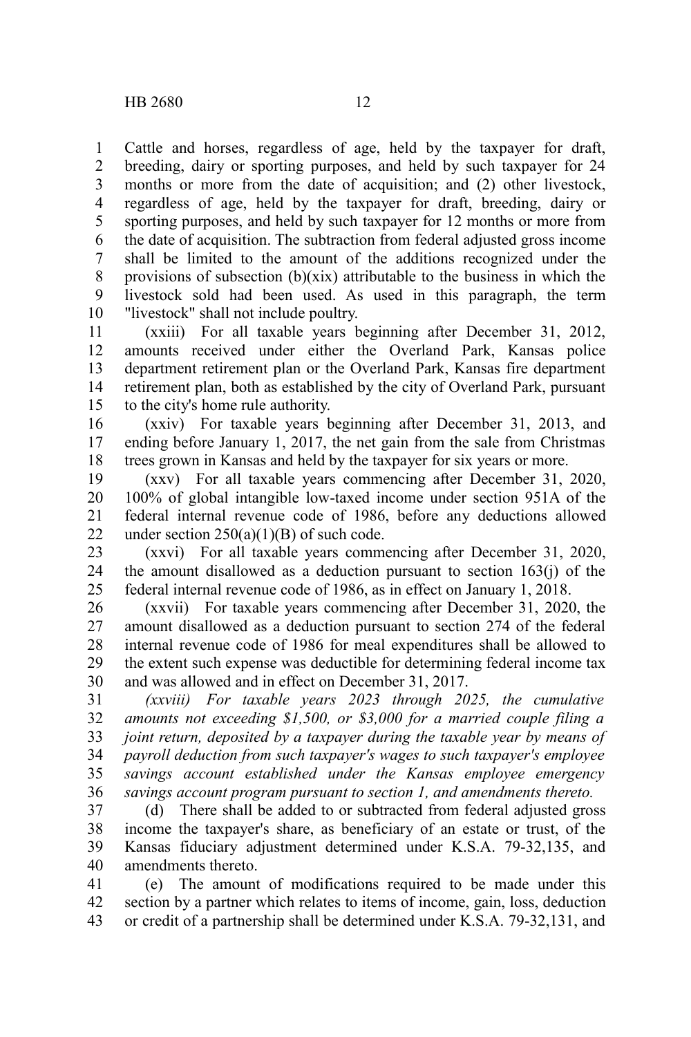Cattle and horses, regardless of age, held by the taxpayer for draft, breeding, dairy or sporting purposes, and held by such taxpayer for 24 months or more from the date of acquisition; and (2) other livestock, regardless of age, held by the taxpayer for draft, breeding, dairy or sporting purposes, and held by such taxpayer for 12 months or more from the date of acquisition. The subtraction from federal adjusted gross income shall be limited to the amount of the additions recognized under the provisions of subsection (b)(xix) attributable to the business in which the livestock sold had been used. As used in this paragraph, the term "livestock" shall not include poultry.

(xxiii) For all taxable years beginning after December 31, 2012, amounts received under either the Overland Park, Kansas police department retirement plan or the Overland Park, Kansas fire department retirement plan, both as established by the city of Overland Park, pursuant to the city's home rule authority.

(xxiv) For taxable years beginning after December 31, 2013, and ending before January 1, 2017, the net gain from the sale from Christmas trees grown in Kansas and held by the taxpayer for six years or more.

(xxv) For all taxable years commencing after December 31, 2020, 100% of global intangible low-taxed income under section 951A of the federal internal revenue code of 1986, before any deductions allowed under section 250(a)(1)(B) of such code.

(xxvi) For all taxable years commencing after December 31, 2020, the amount disallowed as a deduction pursuant to section 163(j) of the federal internal revenue code of 1986, as in effect on January 1, 2018.

(xxvii) For taxable years commencing after December 31, 2020, the amount disallowed as a deduction pursuant to section 274 of the federal internal revenue code of 1986 for meal expenditures shall be allowed to the extent such expense was deductible for determining federal income tax and was allowed and in effect on December 31, 2017.

*(xxviii) For taxable years 2023 through 2025, the cumulative amounts not exceeding $1,500, or $3,000 for a married couple filing a joint return, deposited by a taxpayer during the taxable year by means of payroll deduction from such taxpayer's wages to such taxpayer's employee savings account established under the Kansas employee emergency savings account program pursuant to section 1, and amendments thereto.*

(d) There shall be added to or subtracted from federal adjusted gross income the taxpayer's share, as beneficiary of an estate or trust, of the Kansas fiduciary adjustment determined under K.S.A. 79-32,135, and amendments thereto.

(e) The amount of modifications required to be made under this section by a partner which relates to items of income, gain, loss, deduction or credit of a partnership shall be determined under K.S.A. 79-32,131, and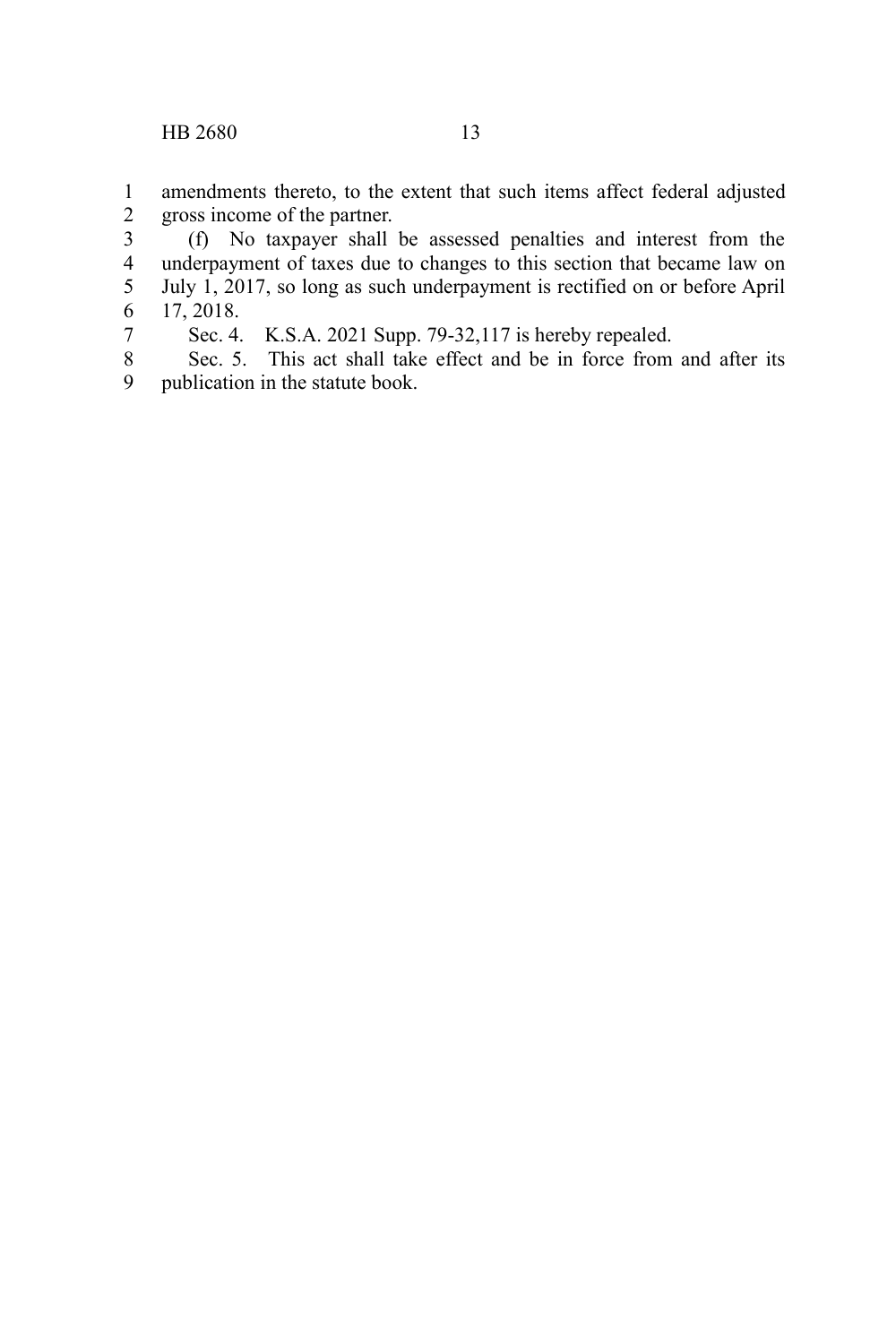amendments thereto, to the extent that such items affect federal adjusted gross income of the partner.

(f) No taxpayer shall be assessed penalties and interest from the underpayment of taxes due to changes to this section that became law on July 1, 2017, so long as such underpayment is rectified on or before April 17, 2018.

Sec. 4. K.S.A. 2021 Supp. 79-32,117 is hereby repealed.

Sec. 5. This act shall take effect and be in force from and after its publication in the statute book.